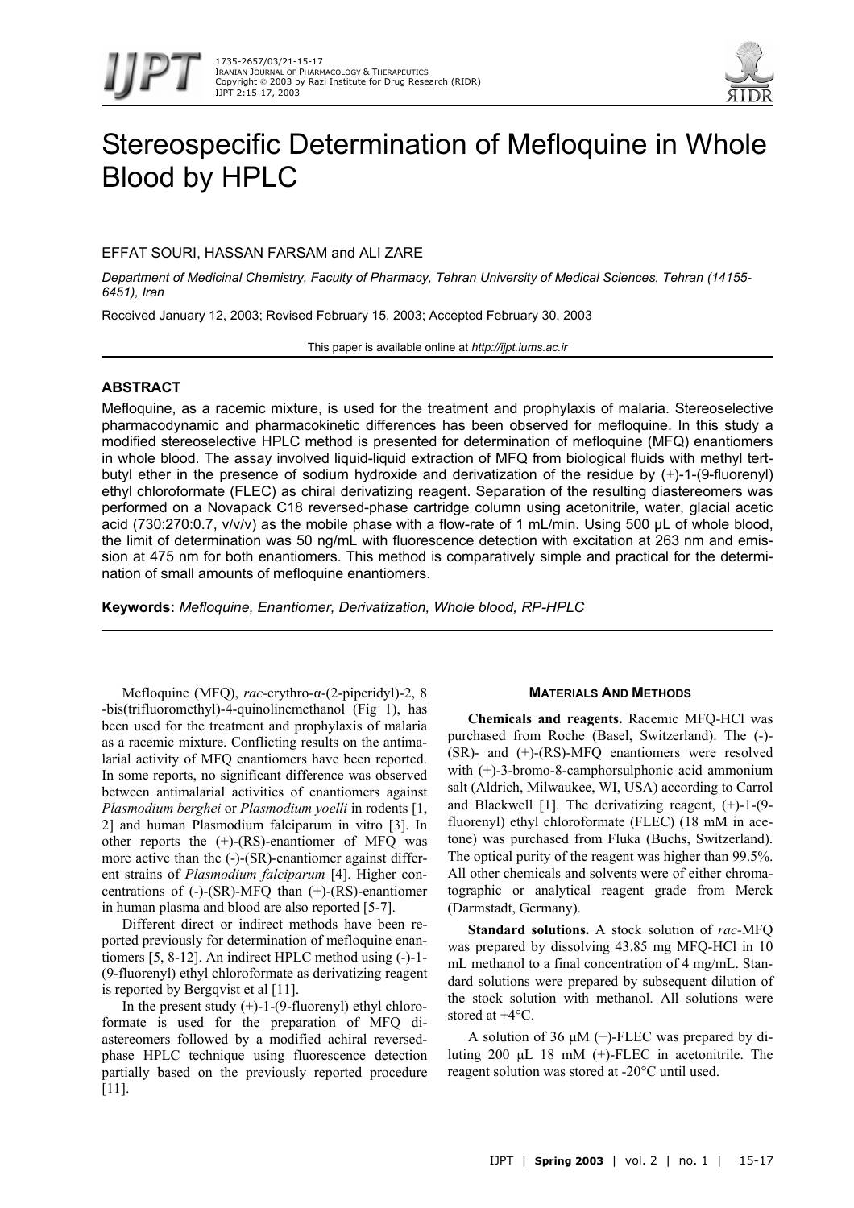# Stereospecific Determination of Mefloquine in Whole Blood by HPLC

EFFAT SOURI, HASSAN FARSAM and ALI ZARE

*Department of Medicinal Chemistry, Faculty of Pharmacy, Tehran University of Medical Sciences, Tehran (14155-6451), Iran*

Received January 12, 2003; Revised February 15, 2003; Accepted February 30, 2003

This paper is available online at *http://ijpt.iums.ac.ir*

## ABSTRACT

Mefloquine, as a racemic mixture, is used for the treatment and prophylaxis of malaria. Stereoselective pharmacodynamic and pharmacokinetic differences has been observed for mefloquine. In this study a modified stereoselective HPLC method is presented for determination of mefloquine (MFQ) enantiomers in whole blood. The assay involved liquid-liquid extraction of MFQ from biological fluids with methyl tert-butyl ether in the presence of sodium hydroxide and derivatization of the residue by (+)-1-(9-fluorenyl) ethyl chloroformate (FLEC) as chiral derivatizing reagent. Separation of the resulting diastereomers was performed on a Novapack C18 reversed-phase cartridge column using acetonitrile, water, glacial acetic acid (730:270:0.7, v/v/v) as the mobile phase with a flow-rate of 1 mL/min. Using 500 µL of whole blood, the limit of determination was 50 ng/mL with fluorescence detection with excitation at 263 nm and emission at 475 nm for both enantiomers. This method is comparatively simple and practical for the determination of small amounts of mefloquine enantiomers.

**Keywords:** *Mefloquine, Enantiomer, Derivatization, Whole blood, RP-HPLC*

---

Mefloquine (MFQ), *rac*-erythro-α-(2-piperidyl)-2, 8 -bis(trifluoromethyl)-4-quinolinemethanol (Fig 1), has been used for the treatment and prophylaxis of malaria as a racemic mixture. Conflicting results on the antimalarial activity of MFQ enantiomers have been reported. In some reports, no significant difference was observed between antimalarial activities of enantiomers against *Plasmodium berghei* or *Plasmodium yoelli* in rodents [1, 2] and human Plasmodium falciparum in vitro [3]. In other reports the (+)-(RS)-enantiomer of MFQ was more active than the (-)-(SR)-enantiomer against different strains of *Plasmodium falciparum* [4]. Higher concentrations of (-)-(SR)-MFQ than (+)-(RS)-enantiomer in human plasma and blood are also reported [5-7].

Different direct or indirect methods have been reported previously for determination of mefloquine enantiomers [5, 8-12]. An indirect HPLC method using (-)-1-(9-fluorenyl) ethyl chloroformate as derivatizing reagent is reported by Bergqvist et al [11].

In the present study (+)-1-(9-fluorenyl) ethyl chloroformate is used for the preparation of MFQ diastereomers followed by a modified achiral reversed-phase HPLC technique using fluorescence detection partially based on the previously reported procedure [11].

## MATERIALS AND METHODS

**Chemicals and reagents.** Racemic MFQ-HCl was purchased from Roche (Basel, Switzerland). The (-)-(SR)- and (+)-(RS)-MFQ enantiomers were resolved with (+)-3-bromo-8-camphorsulphonic acid ammonium salt (Aldrich, Milwaukee, WI, USA) according to Carrol and Blackwell [1]. The derivatizing reagent, (+)-1-(9-fluorenyl) ethyl chloroformate (FLEC) (18 mM in acetone) was purchased from Fluka (Buchs, Switzerland). The optical purity of the reagent was higher than 99.5%. All other chemicals and solvents were of either chromatographic or analytical reagent grade from Merck (Darmstadt, Germany).

**Standard solutions.** A stock solution of *rac*-MFQ was prepared by dissolving 43.85 mg MFQ-HCl in 10 mL methanol to a final concentration of 4 mg/mL. Standard solutions were prepared by subsequent dilution of the stock solution with methanol. All solutions were stored at +4°C.

A solution of 36 µM (+)-FLEC was prepared by diluting 200 µL 18 mM (+)-FLEC in acetonitrile. The reagent solution was stored at -20°C until used.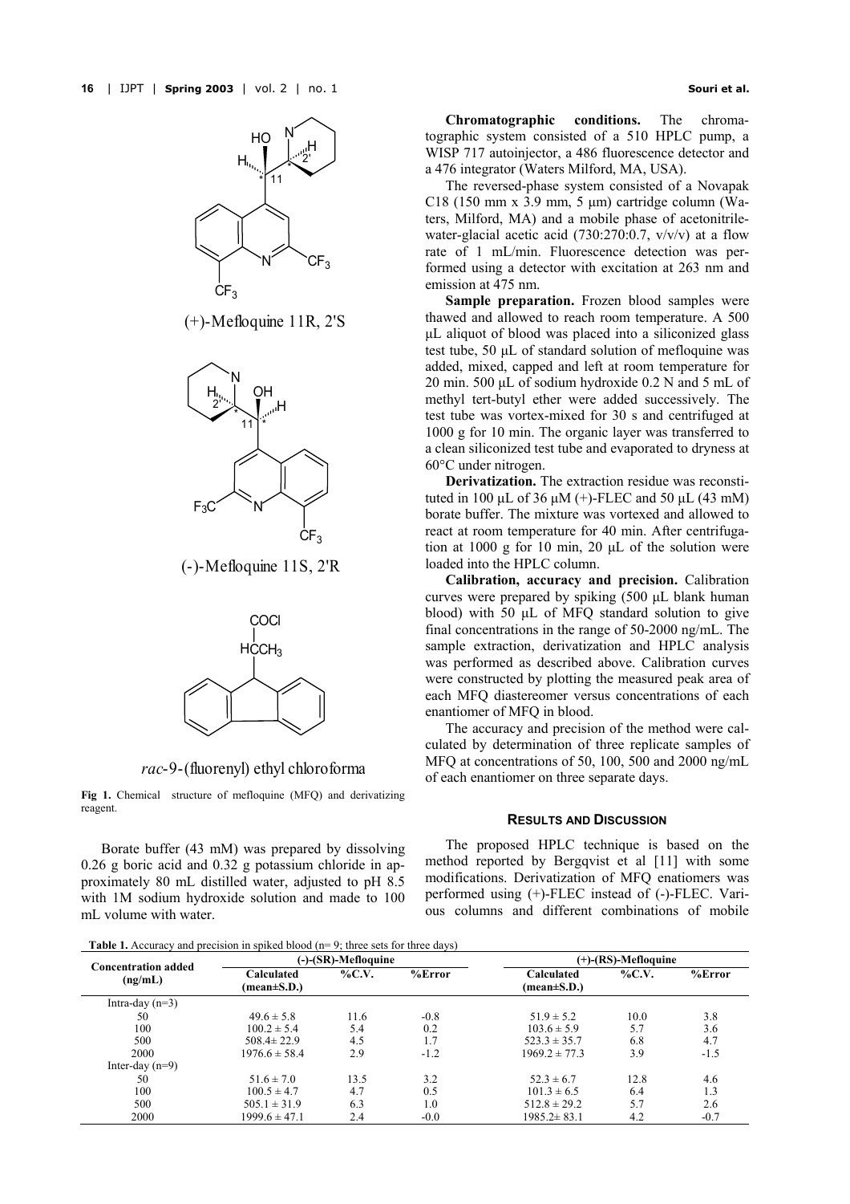(+)-Mefloquine 11R, 2'S

(-)-Mefloquine 11S, 2'R

*rac*-9-(fluorenyl) ethyl chloroforma

**Fig 1.** Chemical structure of mefloquine (MFQ) and derivatizing reagent.

Borate buffer (43 mM) was prepared by dissolving 0.26 g boric acid and 0.32 g potassium chloride in approximately 80 mL distilled water, adjusted to pH 8.5 with 1M sodium hydroxide solution and made to 100 mL volume with water.

**Chromatographic conditions.** The chromatographic system consisted of a 510 HPLC pump, a WISP 717 autoinjector, a 486 fluorescence detector and a 476 integrator (Waters Milford, MA, USA).

The reversed-phase system consisted of a Novapak C18 (150 mm x 3.9 mm, 5 µm) cartridge column (Waters, Milford, MA) and a mobile phase of acetonitrile-water-glacial acetic acid (730:270:0.7, v/v/v) at a flow rate of 1 mL/min. Fluorescence detection was performed using a detector with excitation at 263 nm and emission at 475 nm.

**Sample preparation.** Frozen blood samples were thawed and allowed to reach room temperature. A 500 µL aliquot of blood was placed into a siliconized glass test tube, 50 µL of standard solution of mefloquine was added, mixed, capped and left at room temperature for 20 min. 500 µL of sodium hydroxide 0.2 N and 5 mL of methyl tert-butyl ether were added successively. The test tube was vortex-mixed for 30 s and centrifuged at 1000 g for 10 min. The organic layer was transferred to a clean siliconized test tube and evaporated to dryness at 60°C under nitrogen.

**Derivatization.** The extraction residue was reconstituted in 100 µL of 36 µM (+)-FLEC and 50 µL (43 mM) borate buffer. The mixture was vortexed and allowed to react at room temperature for 40 min. After centrifugation at 1000 g for 10 min, 20 µL of the solution were loaded into the HPLC column.

**Calibration, accuracy and precision.** Calibration curves were prepared by spiking (500 µL blank human blood) with 50 µL of MFQ standard solution to give final concentrations in the range of 50-2000 ng/mL. The sample extraction, derivatization and HPLC analysis was performed as described above. Calibration curves were constructed by plotting the measured peak area of each MFQ diastereomer versus concentrations of each enantiomer of MFQ in blood.

The accuracy and precision of the method were calculated by determination of three replicate samples of MFQ at concentrations of 50, 100, 500 and 2000 ng/mL of each enantiomer on three separate days.

## RESULTS AND DISCUSSION

The proposed HPLC technique is based on the method reported by Bergqvist et al [11] with some modifications. Derivatization of MFQ enatiomers was performed using (+)-FLEC instead of (-)-FLEC. Various columns and different combinations of mobile

**Table 1.** Accuracy and precision in spiked blood (n= 9; three sets for three days)

| Concentration added (ng/mL) | (-)-(SR)-Mefloquine | | | (+)-(RS)-Mefloquine | | |
|---|---|---|---|---|---|---|
| | Calculated (mean±S.D.) | %C.V. | %Error | Calculated (mean±S.D.) | %C.V. | %Error |
| Intra-day (n=3) | | | | | | |
| 50 | 49.6 ± 5.8 | 11.6 | -0.8 | 51.9 ± 5.2 | 10.0 | 3.8 |
| 100 | 100.2 ± 5.4 | 5.4 | 0.2 | 103.6 ± 5.9 | 5.7 | 3.6 |
| 500 | 508.4± 22.9 | 4.5 | 1.7 | 523.3 ± 35.7 | 6.8 | 4.7 |
| 2000 | 1976.6 ± 58.4 | 2.9 | -1.2 | 1969.2 ± 77.3 | 3.9 | -1.5 |
| Inter-day (n=9) | | | | | | |
| 50 | 51.6 ± 7.0 | 13.5 | 3.2 | 52.3 ± 6.7 | 12.8 | 4.6 |
| 100 | 100.5 ± 4.7 | 4.7 | 0.5 | 101.3 ± 6.5 | 6.4 | 1.3 |
| 500 | 505.1 ± 31.9 | 6.3 | 1.0 | 512.8 ± 29.2 | 5.7 | 2.6 |
| 2000 | 1999.6 ± 47.1 | 2.4 | -0.0 | 1985.2± 83.1 | 4.2 | -0.7 |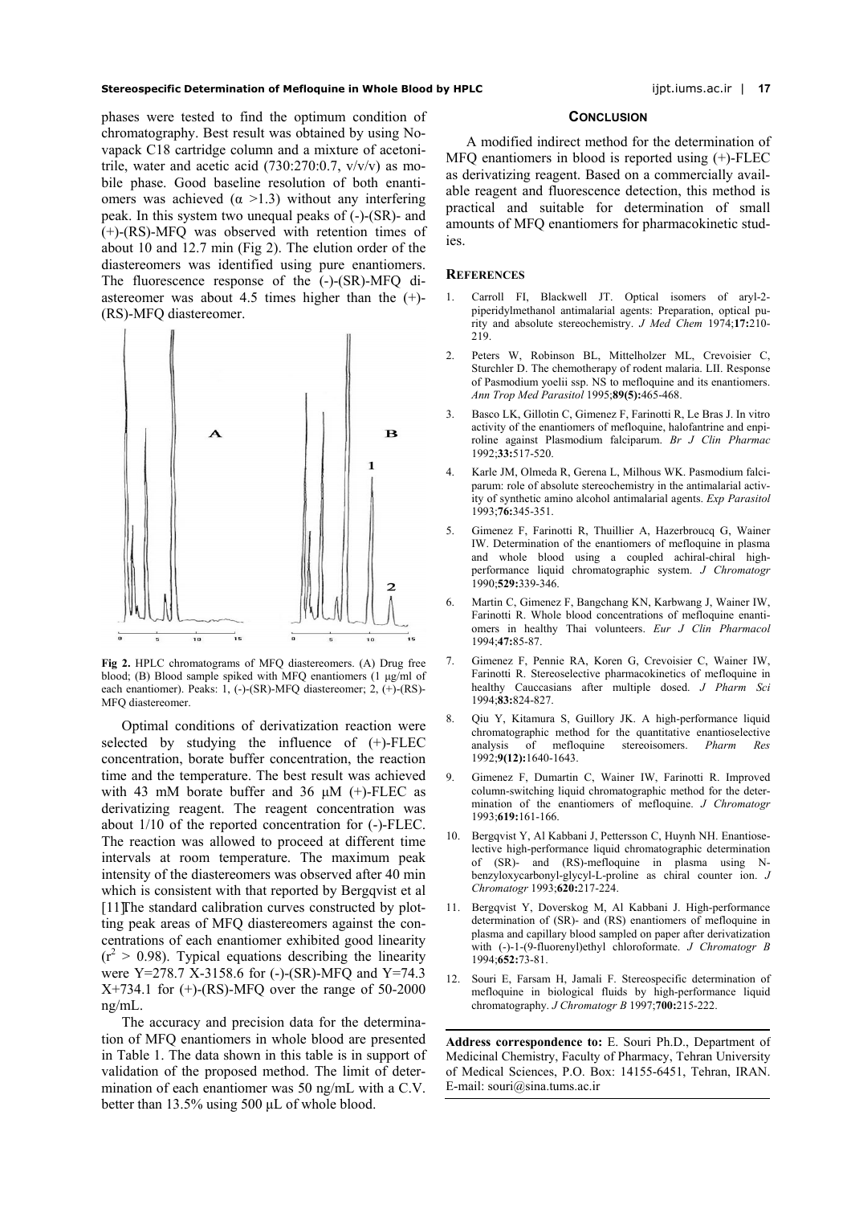phases were tested to find the optimum condition of chromatography. Best result was obtained by using Novapack C18 cartridge column and a mixture of acetonitrile, water and acetic acid (730:270:0.7, v/v/v) as mobile phase. Good baseline resolution of both enantiomers was achieved ($\alpha$ >1.3) without any interfering peak. In this system two unequal peaks of (-)-(SR)- and (+)-(RS)-MFQ was observed with retention times of about 10 and 12.7 min (Fig 2). The elution order of the diastereomers was identified using pure enantiomers. The fluorescence response of the (-)-(SR)-MFQ diastereomer was about 4.5 times higher than the (+)-(RS)-MFQ diastereomer.

A

B

1

2

0 5 10 15

0 5 10 15

**Fig 2.** HPLC chromatograms of MFQ diastereomers. (A) Drug free blood; (B) Blood sample spiked with MFQ enantiomers (1 μg/ml of each enantiomer). Peaks: 1, (-)-(SR)-MFQ diastereomer; 2, (+)-(RS)-MFQ diastereomer.

Optimal conditions of derivatization reaction were selected by studying the influence of (+)-FLEC concentration, borate buffer concentration, the reaction time and the temperature. The best result was achieved with 43 mM borate buffer and 36 μM (+)-FLEC as derivatizing reagent. The reagent concentration was about 1/10 of the reported concentration for (-)-FLEC. The reaction was allowed to proceed at different time intervals at room temperature. The maximum peak intensity of the diastereomers was observed after 40 min which is consistent with that reported by Bergqvist et al [11]The standard calibration curves constructed by plotting peak areas of MFQ diastereomers against the concentrations of each enantiomer exhibited good linearity ($r^2$ > 0.98). Typical equations describing the linearity were Y=278.7 X-3158.6 for (-)-(SR)-MFQ and Y=74.3 X+734.1 for (+)-(RS)-MFQ over the range of 50-2000 ng/mL.

The accuracy and precision data for the determination of MFQ enantiomers in whole blood are presented in Table 1. The data shown in this table is in support of validation of the proposed method. The limit of determination of each enantiomer was 50 ng/mL with a C.V. better than 13.5% using 500 μL of whole blood.

## CONCLUSION

A modified indirect method for the determination of MFQ enantiomers in blood is reported using (+)-FLEC as derivatizing reagent. Based on a commercially available reagent and fluorescence detection, this method is practical and suitable for determination of small amounts of MFQ enantiomers for pharmacokinetic studies.

## REFERENCES

1. Carroll FI, Blackwell JT. Optical isomers of aryl-2-piperidylmethanol antimalarial agents: Preparation, optical purity and absolute stereochemistry. *J Med Chem* 1974;**17:**210-219.
2. Peters W, Robinson BL, Mittelholzer ML, Crevoisier C, Sturchler D. The chemotherapy of rodent malaria. LII. Response of Pasmodium yoelii ssp. NS to mefloquine and its enantiomers. *Ann Trop Med Parasitol* 1995;**89(5):**465-468.
3. Basco LK, Gillotin C, Gimenez F, Farinotti R, Le Bras J. In vitro activity of the enantiomers of mefloquine, halofantrine and enpiroline against Plasmodium falciparum. *Br J Clin Pharmac* 1992;**33:**517-520.
4. Karle JM, Olmeda R, Gerena L, Milhous WK. Pasmodium falciparum: role of absolute stereochemistry in the antimalarial activity of synthetic amino alcohol antimalarial agents. *Exp Parasitol* 1993;**76:**345-351.
5. Gimenez F, Farinotti R, Thuillier A, Hazerbroucq G, Wainer IW. Determination of the enantiomers of mefloquine in plasma and whole blood using a coupled achiral-chiral high-performance liquid chromatographic system. *J Chromatogr* 1990;**529:**339-346.
6. Martin C, Gimenez F, Bangchang KN, Karbwang J, Wainer IW, Farinotti R. Whole blood concentrations of mefloquine enantiomers in healthy Thai volunteers. *Eur J Clin Pharmacol* 1994;**47:**85-87.
7. Gimenez F, Pennie RA, Koren G, Crevoisier C, Wainer IW, Farinotti R. Stereoselective pharmacokinetics of mefloquine in healthy Cauccasians after multiple dosed. *J Pharm Sci* 1994;**83:**824-827.
8. Qiu Y, Kitamura S, Guillory JK. A high-performance liquid chromatographic method for the quantitative enantioselective analysis of mefloquine stereoisomers. *Pharm Res* 1992;**9(12):**1640-1643.
9. Gimenez F, Dumartin C, Wainer IW, Farinotti R. Improved column-switching liquid chromatographic method for the determination of the enantiomers of mefloquine. *J Chromatogr* 1993;**619:**161-166.
10. Bergqvist Y, Al Kabbani J, Pettersson C, Huynh NH. Enantioselective high-performance liquid chromatographic determination of (SR)- and (RS)-mefloquine in plasma using N-benzyloxycarbonyl-glycyl-L-proline as chiral counter ion. *J Chromatogr* 1993;**620:**217-224.
11. Bergqvist Y, Doverskog M, Al Kabbani J. High-performance determination of (SR)- and (RS) enantiomers of mefloquine in plasma and capillary blood sampled on paper after derivatization with (-)-1-(9-fluorenyl)ethyl chloroformate. *J Chromatogr B* 1994;**652:**73-81.
12. Souri E, Farsam H, Jamali F. Stereospecific determination of mefloquine in biological fluids by high-performance liquid chromatography. *J Chromatogr B* 1997;**700:**215-222.

**Address correspondence to:** E. Souri Ph.D., Department of Medicinal Chemistry, Faculty of Pharmacy, Tehran University of Medical Sciences, P.O. Box: 14155-6451, Tehran, IRAN. E-mail: souri@sina.tums.ac.ir